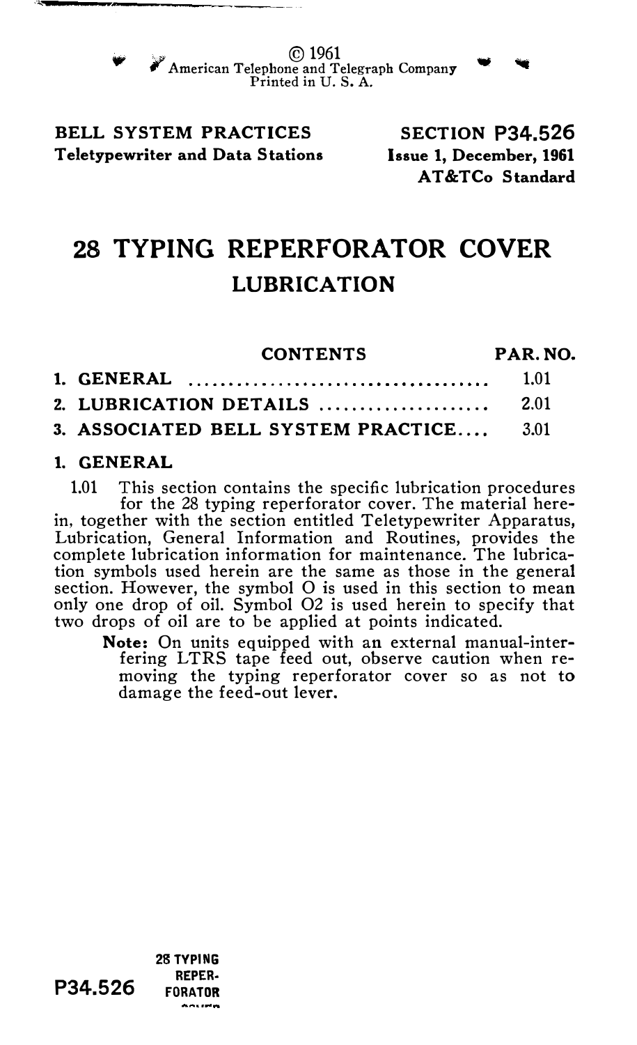© 1961
American Telephone and Telegraph Company
Printed in U. S. A.

**BELL SYSTEM PRACTICES**
**Teletypewriter and Data Stations**

**SECTION P34.526**
**Issue 1, December, 1961**
**AT&TCo Standard**

# 28 TYPING REPERFORATOR COVER

## LUBRICATION

| CONTENTS | PAR. NO. |
|---|---|
| 1. GENERAL | 1.01 |
| 2. LUBRICATION DETAILS | 2.01 |
| 3. ASSOCIATED BELL SYSTEM PRACTICE | 3.01 |

## 1. GENERAL

1.01 This section contains the specific lubrication procedures for the 28 typing reperforator cover. The material herein, together with the section entitled Teletypewriter Apparatus, Lubrication, General Information and Routines, provides the complete lubrication information for maintenance. The lubrication symbols used herein are the same as those in the general section. However, the symbol O is used in this section to mean only one drop of oil. Symbol O2 is used herein to specify that two drops of oil are to be applied at points indicated.

**Note:** On units equipped with an external manual-interfering LTRS tape feed out, observe caution when removing the typing reperforator cover so as not to damage the feed-out lever.

P34.526 28 TYPING REPERFORATOR COVER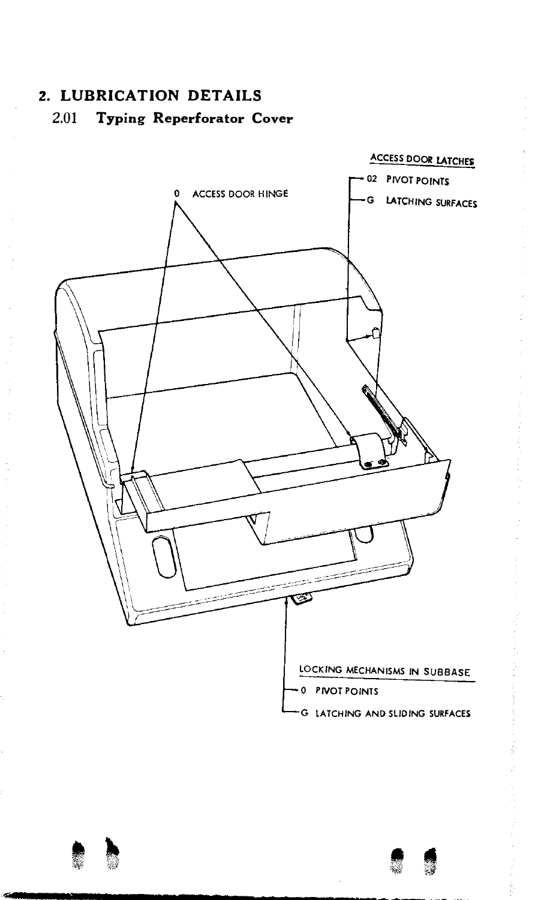## 2. LUBRICATION DETAILS

### 2.01 Typing Reperforator Cover

ACCESS DOOR LATCHES

- 02 PIVOT POINTS
- G LATCHING SURFACES

0 ACCESS DOOR HINGE

LOCKING MECHANISMS IN SUBBASE

- 0 PIVOT POINTS
- G LATCHING AND SLIDING SURFACES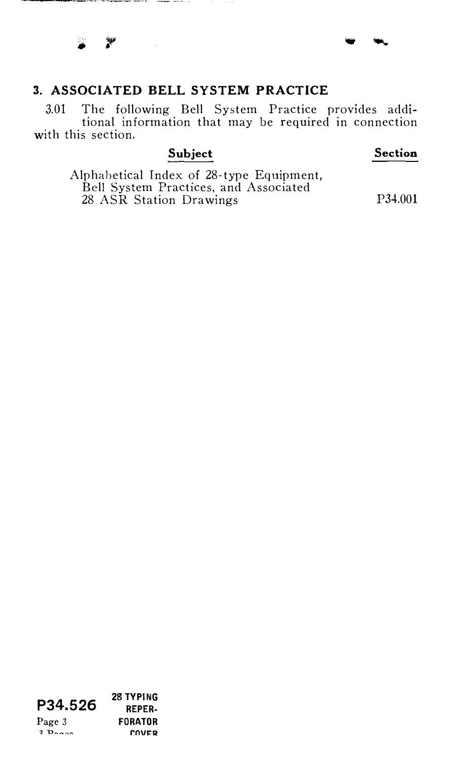## 3. ASSOCIATED BELL SYSTEM PRACTICE

3.01 The following Bell System Practice provides additional information that may be required in connection with this section.

| Subject | Section |
| --- | --- |
| Alphabetical Index of 28-type Equipment, Bell System Practices, and Associated 28 ASR Station Drawings | P34.001 |